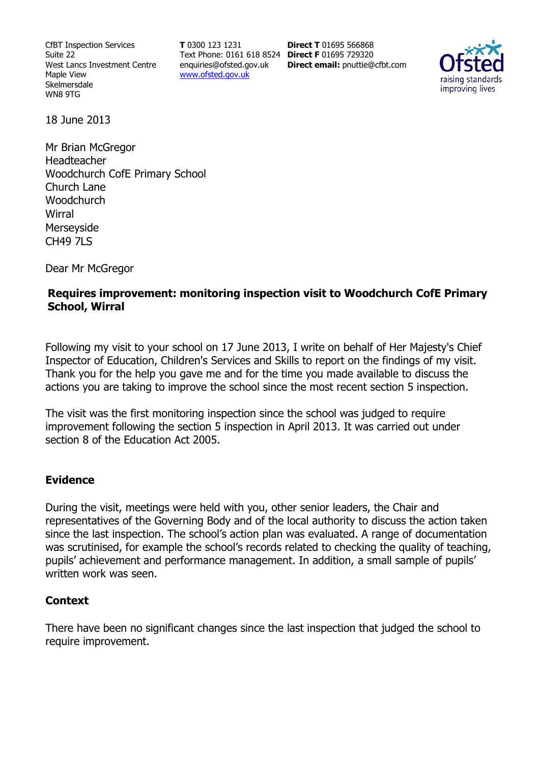CfBT Inspection Services
Suite 22
West Lancs Investment Centre
Maple View
Skelmersdale
WN8 9TG

**T** 0300 123 1231
Text Phone: 0161 618 8524
enquiries@ofsted.gov.uk
www.ofsted.gov.uk

**Direct T** 01695 566868
**Direct F** 01695 729320
**Direct email:** pnuttie@cfbt.com

18 June 2013

Mr Brian McGregor
Headteacher
Woodchurch CofE Primary School
Church Lane
Woodchurch
Wirral
Merseyside
CH49 7LS

Dear Mr McGregor

**Requires improvement: monitoring inspection visit to Woodchurch CofE Primary School, Wirral**

Following my visit to your school on 17 June 2013, I write on behalf of Her Majesty's Chief Inspector of Education, Children's Services and Skills to report on the findings of my visit. Thank you for the help you gave me and for the time you made available to discuss the actions you are taking to improve the school since the most recent section 5 inspection.

The visit was the first monitoring inspection since the school was judged to require improvement following the section 5 inspection in April 2013. It was carried out under section 8 of the Education Act 2005.

## Evidence

During the visit, meetings were held with you, other senior leaders, the Chair and representatives of the Governing Body and of the local authority to discuss the action taken since the last inspection. The school's action plan was evaluated. A range of documentation was scrutinised, for example the school's records related to checking the quality of teaching, pupils' achievement and performance management. In addition, a small sample of pupils' written work was seen.

## Context

There have been no significant changes since the last inspection that judged the school to require improvement.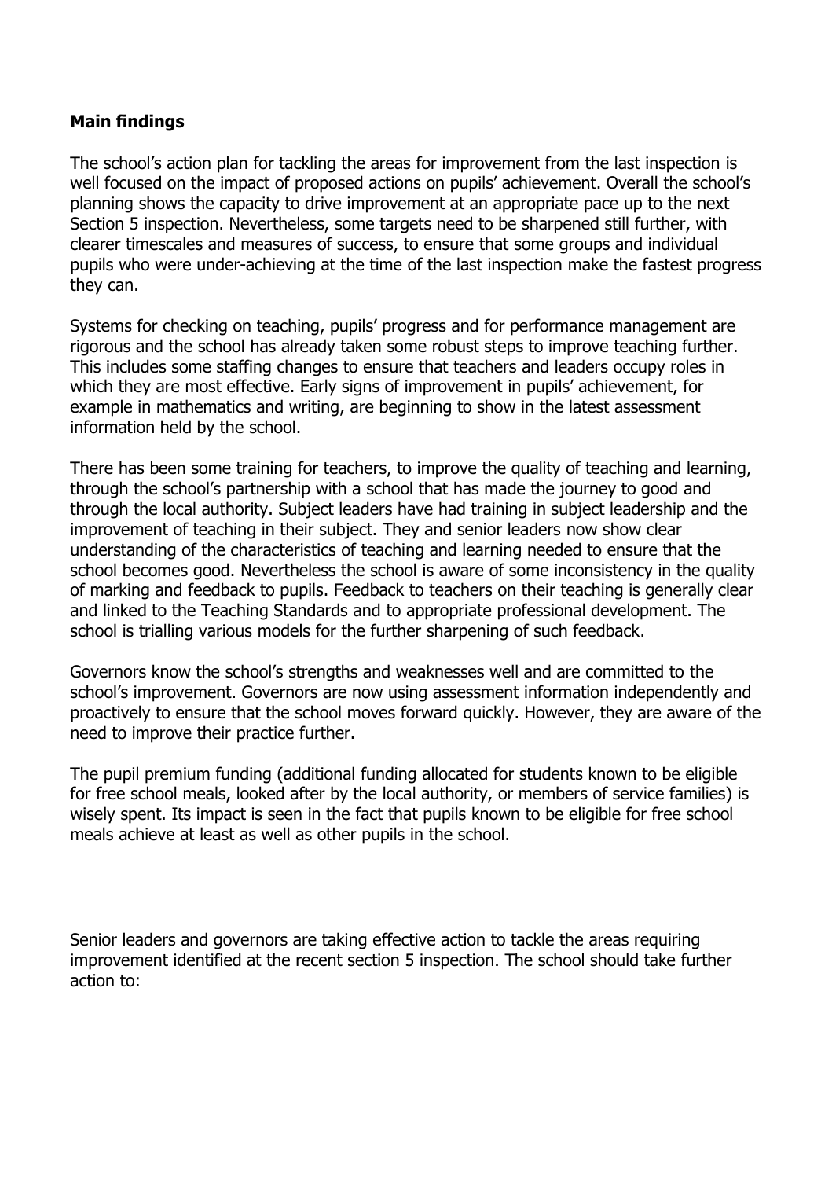## Main findings

The school's action plan for tackling the areas for improvement from the last inspection is well focused on the impact of proposed actions on pupils' achievement. Overall the school's planning shows the capacity to drive improvement at an appropriate pace up to the next Section 5 inspection. Nevertheless, some targets need to be sharpened still further, with clearer timescales and measures of success, to ensure that some groups and individual pupils who were under-achieving at the time of the last inspection make the fastest progress they can.

Systems for checking on teaching, pupils' progress and for performance management are rigorous and the school has already taken some robust steps to improve teaching further. This includes some staffing changes to ensure that teachers and leaders occupy roles in which they are most effective. Early signs of improvement in pupils' achievement, for example in mathematics and writing, are beginning to show in the latest assessment information held by the school.

There has been some training for teachers, to improve the quality of teaching and learning, through the school's partnership with a school that has made the journey to good and through the local authority. Subject leaders have had training in subject leadership and the improvement of teaching in their subject. They and senior leaders now show clear understanding of the characteristics of teaching and learning needed to ensure that the school becomes good. Nevertheless the school is aware of some inconsistency in the quality of marking and feedback to pupils. Feedback to teachers on their teaching is generally clear and linked to the Teaching Standards and to appropriate professional development. The school is trialling various models for the further sharpening of such feedback.

Governors know the school's strengths and weaknesses well and are committed to the school's improvement. Governors are now using assessment information independently and proactively to ensure that the school moves forward quickly. However, they are aware of the need to improve their practice further.

The pupil premium funding (additional funding allocated for students known to be eligible for free school meals, looked after by the local authority, or members of service families) is wisely spent. Its impact is seen in the fact that pupils known to be eligible for free school meals achieve at least as well as other pupils in the school.

Senior leaders and governors are taking effective action to tackle the areas requiring improvement identified at the recent section 5 inspection. The school should take further action to: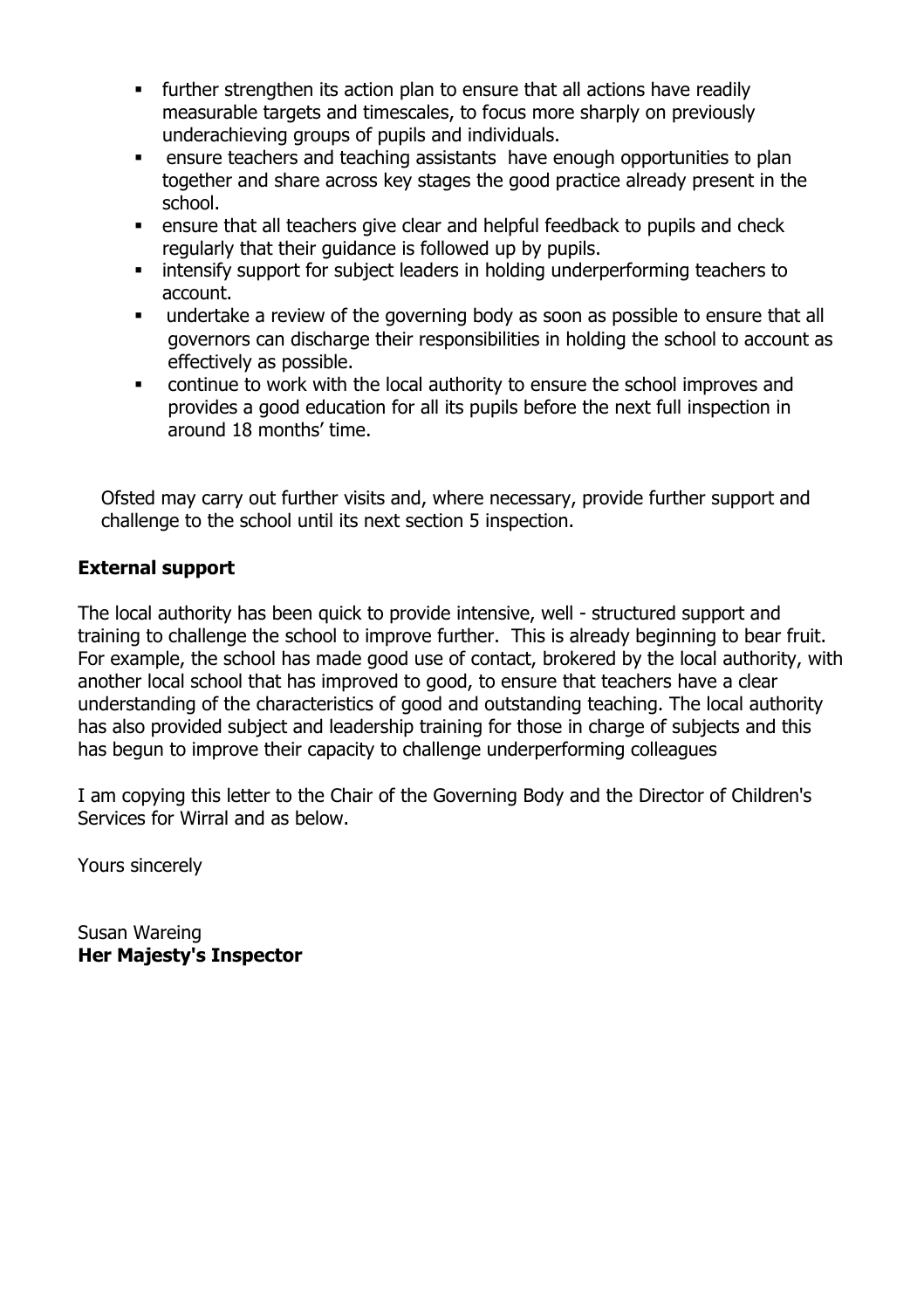- further strengthen its action plan to ensure that all actions have readily measurable targets and timescales, to focus more sharply on previously underachieving groups of pupils and individuals.
- ensure teachers and teaching assistants have enough opportunities to plan together and share across key stages the good practice already present in the school.
- ensure that all teachers give clear and helpful feedback to pupils and check regularly that their guidance is followed up by pupils.
- intensify support for subject leaders in holding underperforming teachers to account.
- undertake a review of the governing body as soon as possible to ensure that all governors can discharge their responsibilities in holding the school to account as effectively as possible.
- continue to work with the local authority to ensure the school improves and provides a good education for all its pupils before the next full inspection in around 18 months' time.

Ofsted may carry out further visits and, where necessary, provide further support and challenge to the school until its next section 5 inspection.

**External support**

The local authority has been quick to provide intensive, well - structured support and training to challenge the school to improve further. This is already beginning to bear fruit. For example, the school has made good use of contact, brokered by the local authority, with another local school that has improved to good, to ensure that teachers have a clear understanding of the characteristics of good and outstanding teaching. The local authority has also provided subject and leadership training for those in charge of subjects and this has begun to improve their capacity to challenge underperforming colleagues

I am copying this letter to the Chair of the Governing Body and the Director of Children's Services for Wirral and as below.

Yours sincerely

Susan Wareing
**Her Majesty's Inspector**